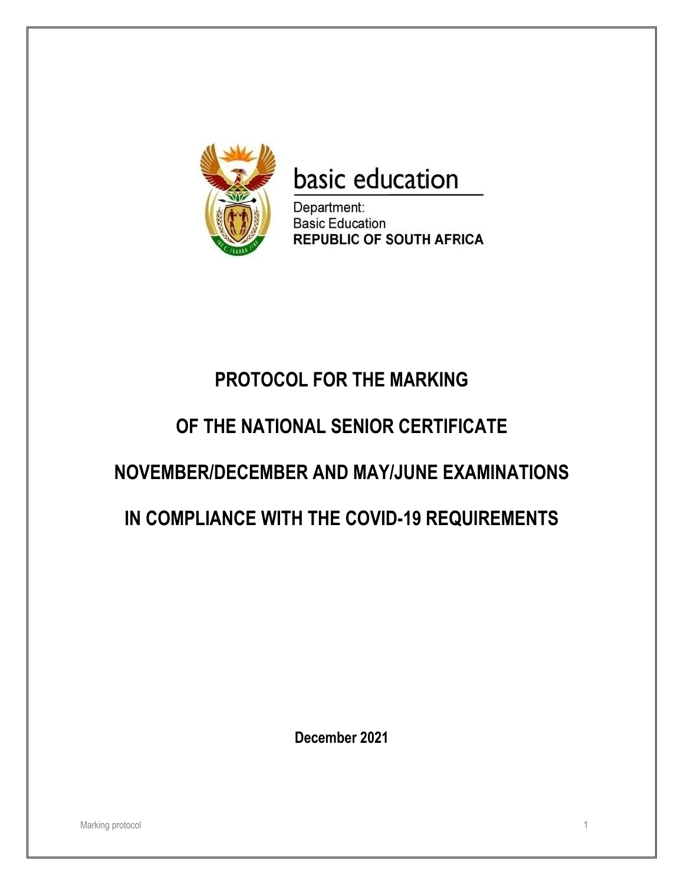basic education

Department:
Basic Education
**REPUBLIC OF SOUTH AFRICA**

# PROTOCOL FOR THE MARKING

# OF THE NATIONAL SENIOR CERTIFICATE

# NOVEMBER/DECEMBER AND MAY/JUNE EXAMINATIONS

# IN COMPLIANCE WITH THE COVID-19 REQUIREMENTS

**December 2021**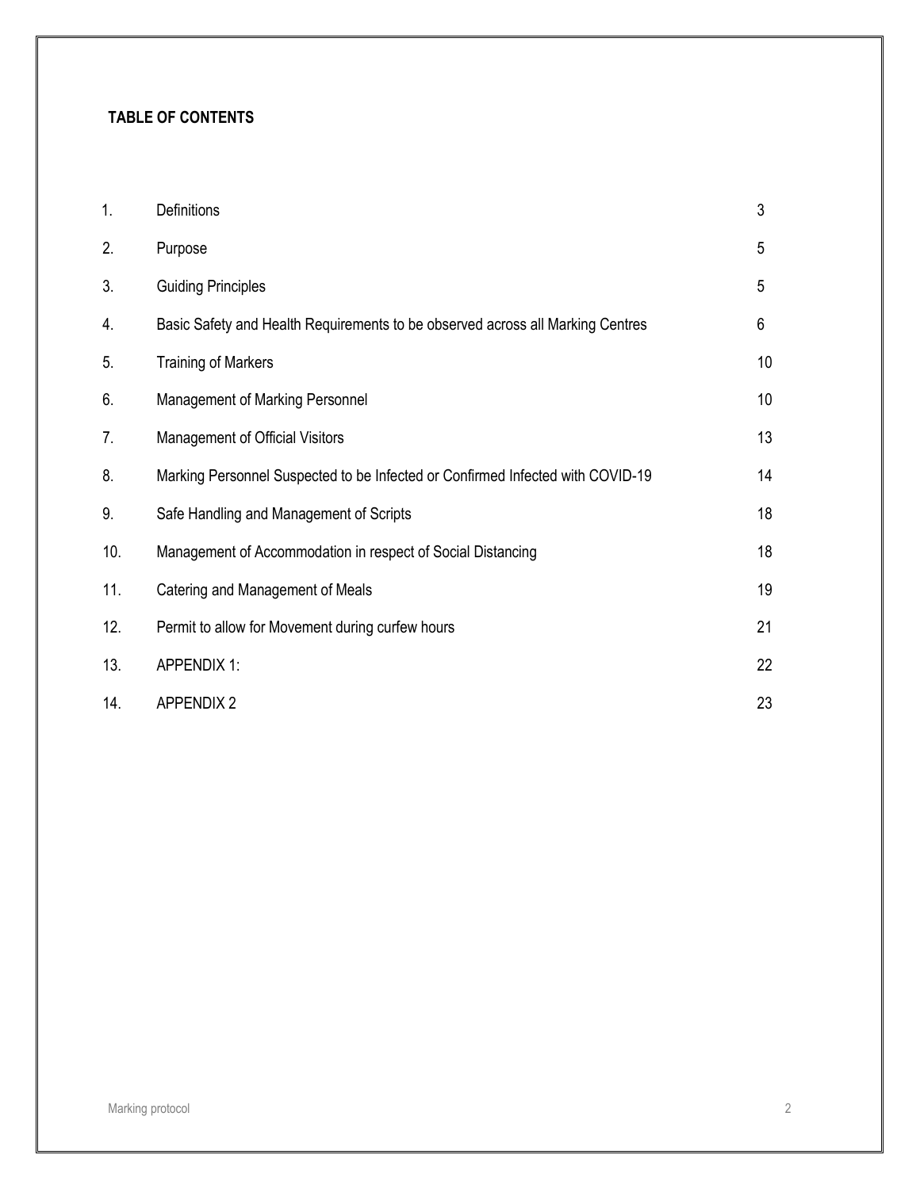**TABLE OF CONTENTS**

| | | |
|---|---|---|
| 1. | Definitions | 3 |
| 2. | Purpose | 5 |
| 3. | Guiding Principles | 5 |
| 4. | Basic Safety and Health Requirements to be observed across all Marking Centres | 6 |
| 5. | Training of Markers | 10 |
| 6. | Management of Marking Personnel | 10 |
| 7. | Management of Official Visitors | 13 |
| 8. | Marking Personnel Suspected to be Infected or Confirmed Infected with COVID-19 | 14 |
| 9. | Safe Handling and Management of Scripts | 18 |
| 10. | Management of Accommodation in respect of Social Distancing | 18 |
| 11. | Catering and Management of Meals | 19 |
| 12. | Permit to allow for Movement during curfew hours | 21 |
| 13. | APPENDIX 1: | 22 |
| 14. | APPENDIX 2 | 23 |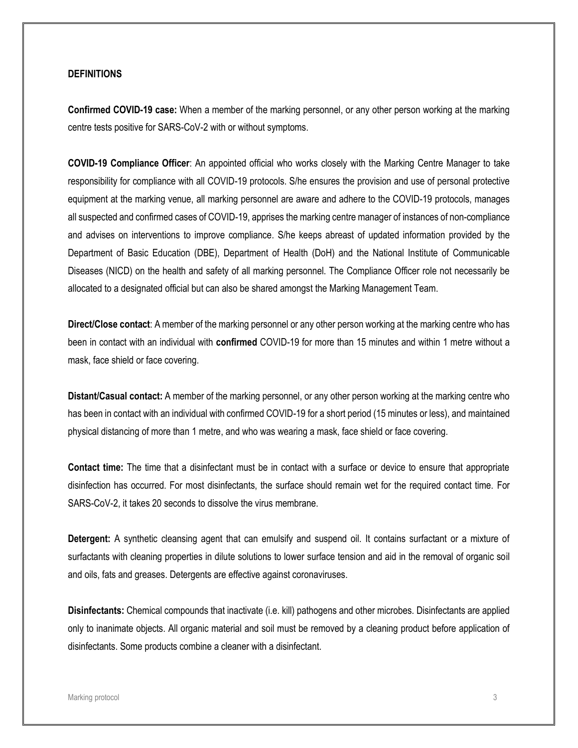**DEFINITIONS**

**Confirmed COVID-19 case:** When a member of the marking personnel, or any other person working at the marking centre tests positive for SARS-CoV-2 with or without symptoms.

**COVID-19 Compliance Officer**: An appointed official who works closely with the Marking Centre Manager to take responsibility for compliance with all COVID-19 protocols. S/he ensures the provision and use of personal protective equipment at the marking venue, all marking personnel are aware and adhere to the COVID-19 protocols, manages all suspected and confirmed cases of COVID-19, apprises the marking centre manager of instances of non-compliance and advises on interventions to improve compliance. S/he keeps abreast of updated information provided by the Department of Basic Education (DBE), Department of Health (DoH) and the National Institute of Communicable Diseases (NICD) on the health and safety of all marking personnel. The Compliance Officer role not necessarily be allocated to a designated official but can also be shared amongst the Marking Management Team.

**Direct/Close contact**: A member of the marking personnel or any other person working at the marking centre who has been in contact with an individual with **confirmed** COVID-19 for more than 15 minutes and within 1 metre without a mask, face shield or face covering.

**Distant/Casual contact:** A member of the marking personnel, or any other person working at the marking centre who has been in contact with an individual with confirmed COVID-19 for a short period (15 minutes or less), and maintained physical distancing of more than 1 metre, and who was wearing a mask, face shield or face covering.

**Contact time:** The time that a disinfectant must be in contact with a surface or device to ensure that appropriate disinfection has occurred. For most disinfectants, the surface should remain wet for the required contact time. For SARS-CoV-2, it takes 20 seconds to dissolve the virus membrane.

**Detergent:** A synthetic cleansing agent that can emulsify and suspend oil. It contains surfactant or a mixture of surfactants with cleaning properties in dilute solutions to lower surface tension and aid in the removal of organic soil and oils, fats and greases. Detergents are effective against coronaviruses.

**Disinfectants:** Chemical compounds that inactivate (i.e. kill) pathogens and other microbes. Disinfectants are applied only to inanimate objects. All organic material and soil must be removed by a cleaning product before application of disinfectants. Some products combine a cleaner with a disinfectant.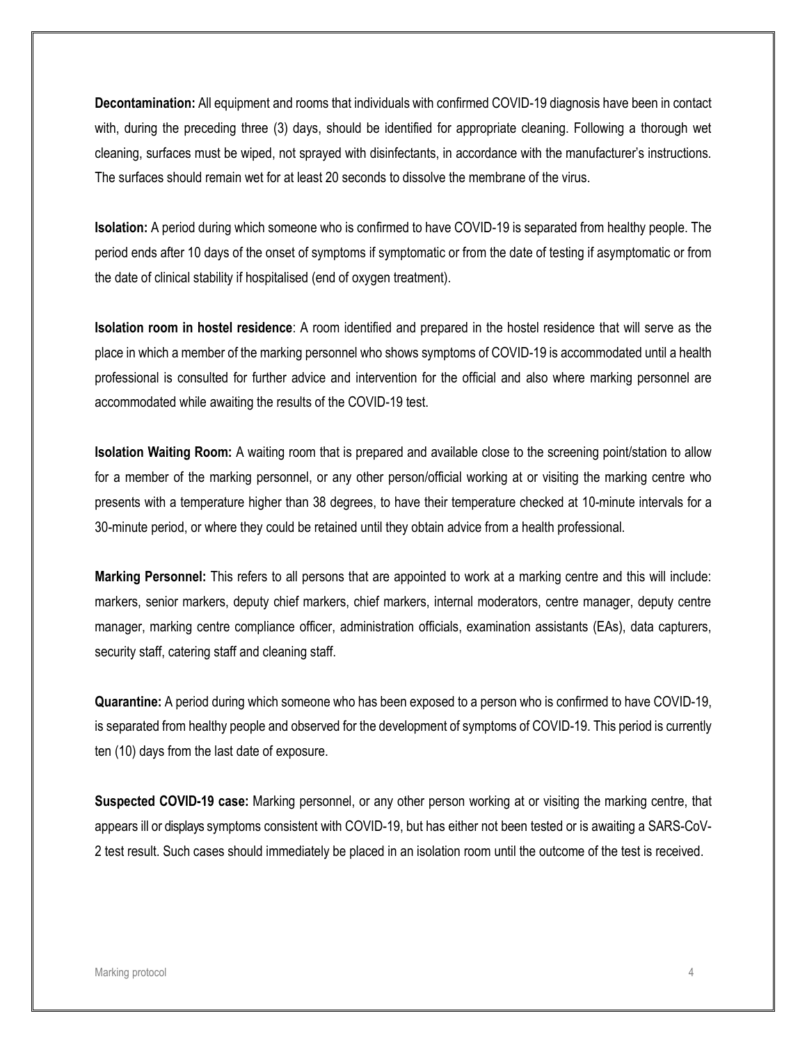**Decontamination:** All equipment and rooms that individuals with confirmed COVID-19 diagnosis have been in contact with, during the preceding three (3) days, should be identified for appropriate cleaning. Following a thorough wet cleaning, surfaces must be wiped, not sprayed with disinfectants, in accordance with the manufacturer's instructions. The surfaces should remain wet for at least 20 seconds to dissolve the membrane of the virus.

**Isolation:** A period during which someone who is confirmed to have COVID-19 is separated from healthy people. The period ends after 10 days of the onset of symptoms if symptomatic or from the date of testing if asymptomatic or from the date of clinical stability if hospitalised (end of oxygen treatment).

**Isolation room in hostel residence**: A room identified and prepared in the hostel residence that will serve as the place in which a member of the marking personnel who shows symptoms of COVID-19 is accommodated until a health professional is consulted for further advice and intervention for the official and also where marking personnel are accommodated while awaiting the results of the COVID-19 test.

**Isolation Waiting Room:** A waiting room that is prepared and available close to the screening point/station to allow for a member of the marking personnel, or any other person/official working at or visiting the marking centre who presents with a temperature higher than 38 degrees, to have their temperature checked at 10-minute intervals for a 30-minute period, or where they could be retained until they obtain advice from a health professional.

**Marking Personnel:** This refers to all persons that are appointed to work at a marking centre and this will include: markers, senior markers, deputy chief markers, chief markers, internal moderators, centre manager, deputy centre manager, marking centre compliance officer, administration officials, examination assistants (EAs), data capturers, security staff, catering staff and cleaning staff.

**Quarantine:** A period during which someone who has been exposed to a person who is confirmed to have COVID-19, is separated from healthy people and observed for the development of symptoms of COVID-19. This period is currently ten (10) days from the last date of exposure.

**Suspected COVID-19 case:** Marking personnel, or any other person working at or visiting the marking centre, that appears ill or displays symptoms consistent with COVID-19, but has either not been tested or is awaiting a SARS-CoV-2 test result. Such cases should immediately be placed in an isolation room until the outcome of the test is received.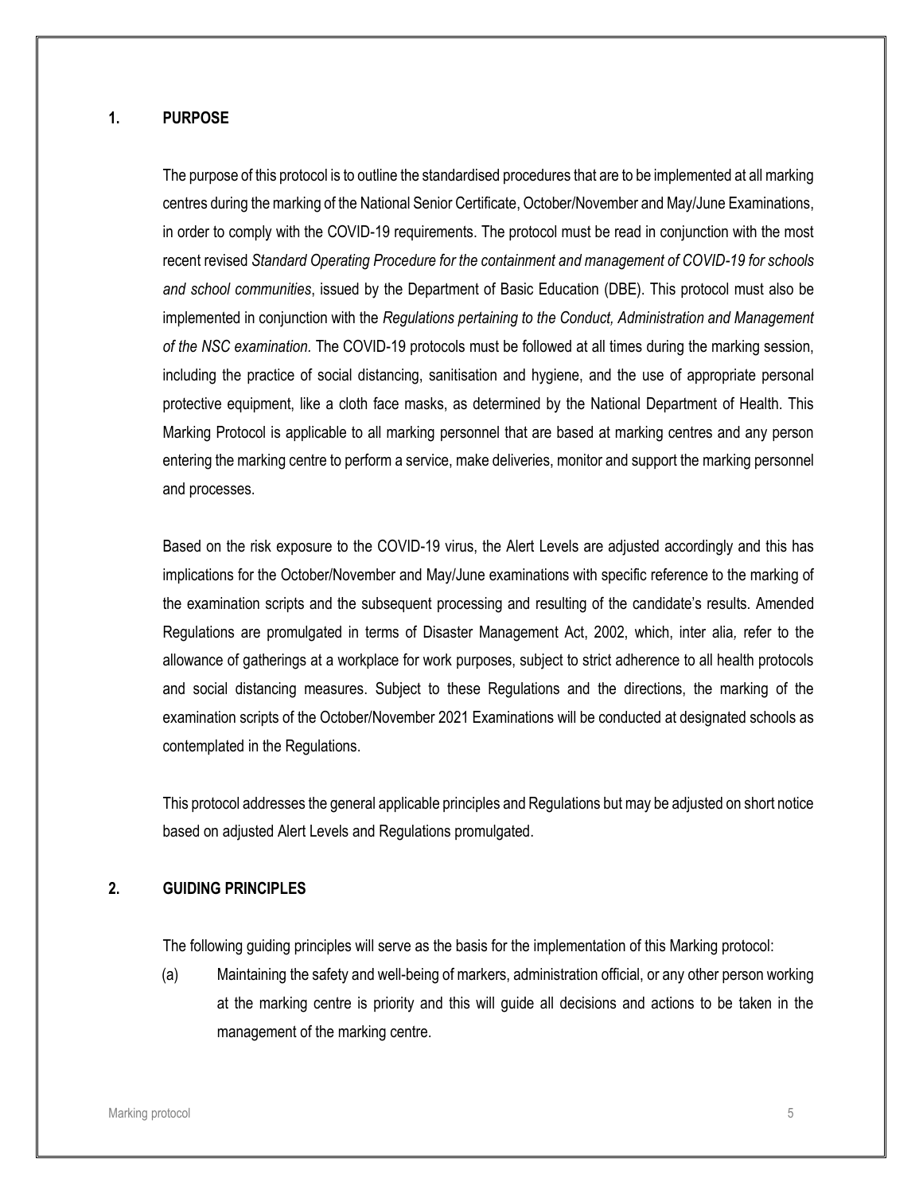## 1. PURPOSE

The purpose of this protocol is to outline the standardised procedures that are to be implemented at all marking centres during the marking of the National Senior Certificate, October/November and May/June Examinations, in order to comply with the COVID-19 requirements. The protocol must be read in conjunction with the most recent revised *Standard Operating Procedure for the containment and management of COVID-19 for schools and school communities*, issued by the Department of Basic Education (DBE). This protocol must also be implemented in conjunction with the *Regulations pertaining to the Conduct, Administration and Management of the NSC examination.* The COVID-19 protocols must be followed at all times during the marking session, including the practice of social distancing, sanitisation and hygiene, and the use of appropriate personal protective equipment, like a cloth face masks, as determined by the National Department of Health. This Marking Protocol is applicable to all marking personnel that are based at marking centres and any person entering the marking centre to perform a service, make deliveries, monitor and support the marking personnel and processes.

Based on the risk exposure to the COVID-19 virus, the Alert Levels are adjusted accordingly and this has implications for the October/November and May/June examinations with specific reference to the marking of the examination scripts and the subsequent processing and resulting of the candidate's results. Amended Regulations are promulgated in terms of Disaster Management Act, 2002, which, inter alia*,* refer to the allowance of gatherings at a workplace for work purposes, subject to strict adherence to all health protocols and social distancing measures. Subject to these Regulations and the directions, the marking of the examination scripts of the October/November 2021 Examinations will be conducted at designated schools as contemplated in the Regulations.

This protocol addresses the general applicable principles and Regulations but may be adjusted on short notice based on adjusted Alert Levels and Regulations promulgated.

## 2. GUIDING PRINCIPLES

The following guiding principles will serve as the basis for the implementation of this Marking protocol:

(a) Maintaining the safety and well-being of markers, administration official, or any other person working at the marking centre is priority and this will guide all decisions and actions to be taken in the management of the marking centre.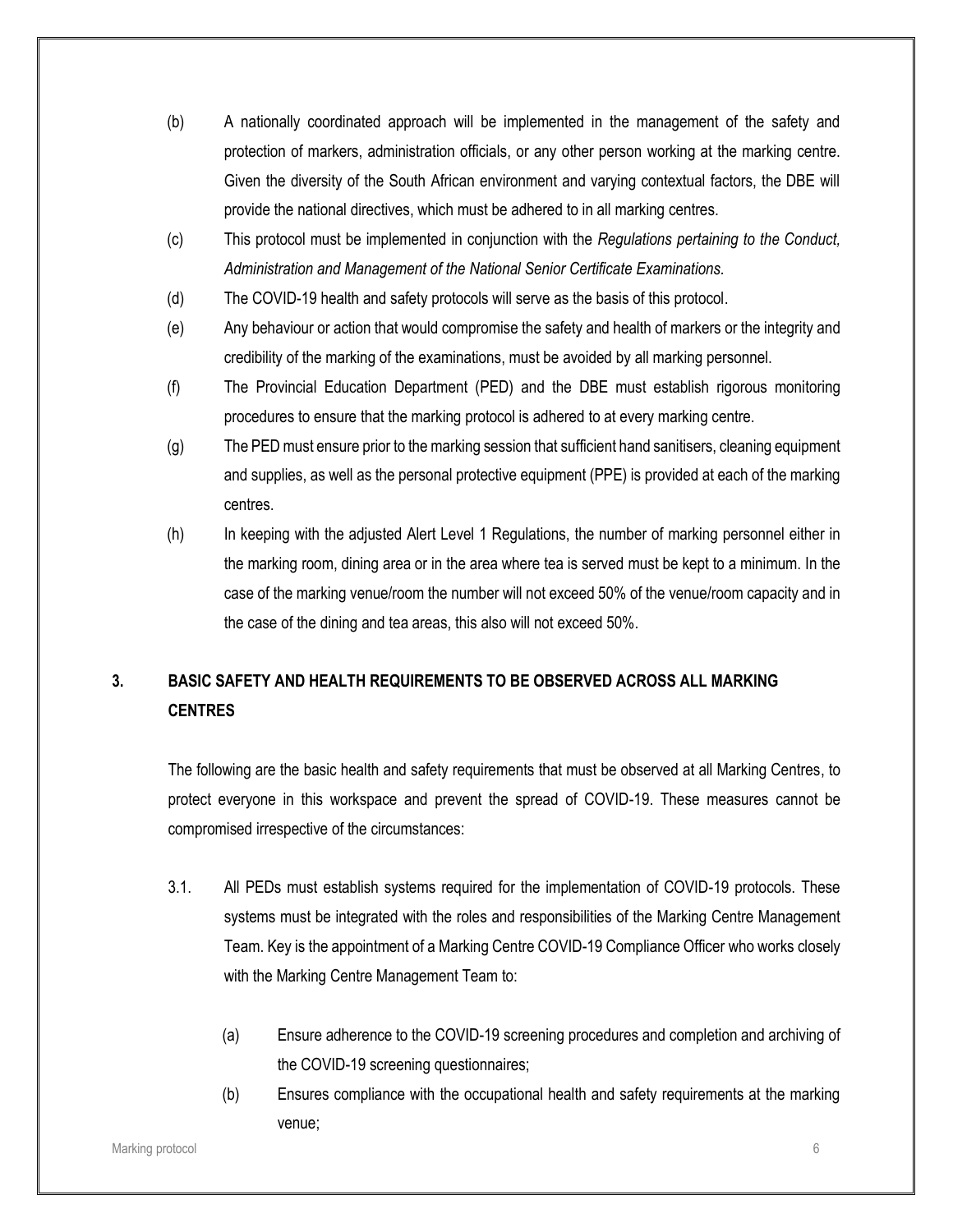(b) A nationally coordinated approach will be implemented in the management of the safety and protection of markers, administration officials, or any other person working at the marking centre. Given the diversity of the South African environment and varying contextual factors, the DBE will provide the national directives, which must be adhered to in all marking centres.

(c) This protocol must be implemented in conjunction with the *Regulations pertaining to the Conduct, Administration and Management of the National Senior Certificate Examinations.*

(d) The COVID-19 health and safety protocols will serve as the basis of this protocol.

(e) Any behaviour or action that would compromise the safety and health of markers or the integrity and credibility of the marking of the examinations, must be avoided by all marking personnel.

(f) The Provincial Education Department (PED) and the DBE must establish rigorous monitoring procedures to ensure that the marking protocol is adhered to at every marking centre.

(g) The PED must ensure prior to the marking session that sufficient hand sanitisers, cleaning equipment and supplies, as well as the personal protective equipment (PPE) is provided at each of the marking centres.

(h) In keeping with the adjusted Alert Level 1 Regulations, the number of marking personnel either in the marking room, dining area or in the area where tea is served must be kept to a minimum. In the case of the marking venue/room the number will not exceed 50% of the venue/room capacity and in the case of the dining and tea areas, this also will not exceed 50%.

## 3. BASIC SAFETY AND HEALTH REQUIREMENTS TO BE OBSERVED ACROSS ALL MARKING CENTRES

The following are the basic health and safety requirements that must be observed at all Marking Centres, to protect everyone in this workspace and prevent the spread of COVID-19. These measures cannot be compromised irrespective of the circumstances:

3.1. All PEDs must establish systems required for the implementation of COVID-19 protocols. These systems must be integrated with the roles and responsibilities of the Marking Centre Management Team. Key is the appointment of a Marking Centre COVID-19 Compliance Officer who works closely with the Marking Centre Management Team to:

(a) Ensure adherence to the COVID-19 screening procedures and completion and archiving of the COVID-19 screening questionnaires;

(b) Ensures compliance with the occupational health and safety requirements at the marking venue;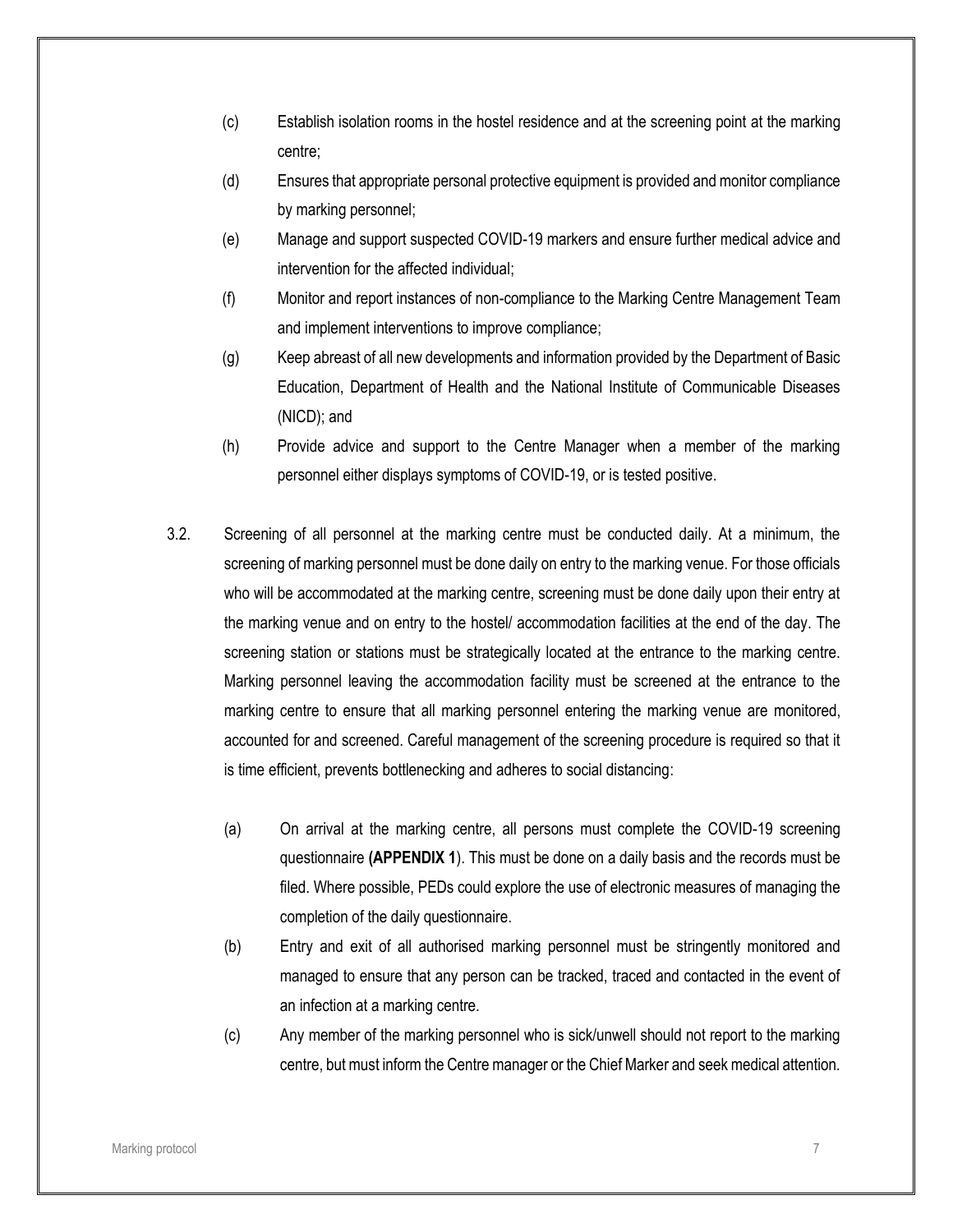(c) Establish isolation rooms in the hostel residence and at the screening point at the marking centre;

(d) Ensures that appropriate personal protective equipment is provided and monitor compliance by marking personnel;

(e) Manage and support suspected COVID-19 markers and ensure further medical advice and intervention for the affected individual;

(f) Monitor and report instances of non-compliance to the Marking Centre Management Team and implement interventions to improve compliance;

(g) Keep abreast of all new developments and information provided by the Department of Basic Education, Department of Health and the National Institute of Communicable Diseases (NICD); and

(h) Provide advice and support to the Centre Manager when a member of the marking personnel either displays symptoms of COVID-19, or is tested positive.

3.2. Screening of all personnel at the marking centre must be conducted daily. At a minimum, the screening of marking personnel must be done daily on entry to the marking venue. For those officials who will be accommodated at the marking centre, screening must be done daily upon their entry at the marking venue and on entry to the hostel/ accommodation facilities at the end of the day. The screening station or stations must be strategically located at the entrance to the marking centre. Marking personnel leaving the accommodation facility must be screened at the entrance to the marking centre to ensure that all marking personnel entering the marking venue are monitored, accounted for and screened. Careful management of the screening procedure is required so that it is time efficient, prevents bottlenecking and adheres to social distancing:

(a) On arrival at the marking centre, all persons must complete the COVID-19 screening questionnaire **(APPENDIX 1**). This must be done on a daily basis and the records must be filed. Where possible, PEDs could explore the use of electronic measures of managing the completion of the daily questionnaire.

(b) Entry and exit of all authorised marking personnel must be stringently monitored and managed to ensure that any person can be tracked, traced and contacted in the event of an infection at a marking centre.

(c) Any member of the marking personnel who is sick/unwell should not report to the marking centre, but must inform the Centre manager or the Chief Marker and seek medical attention.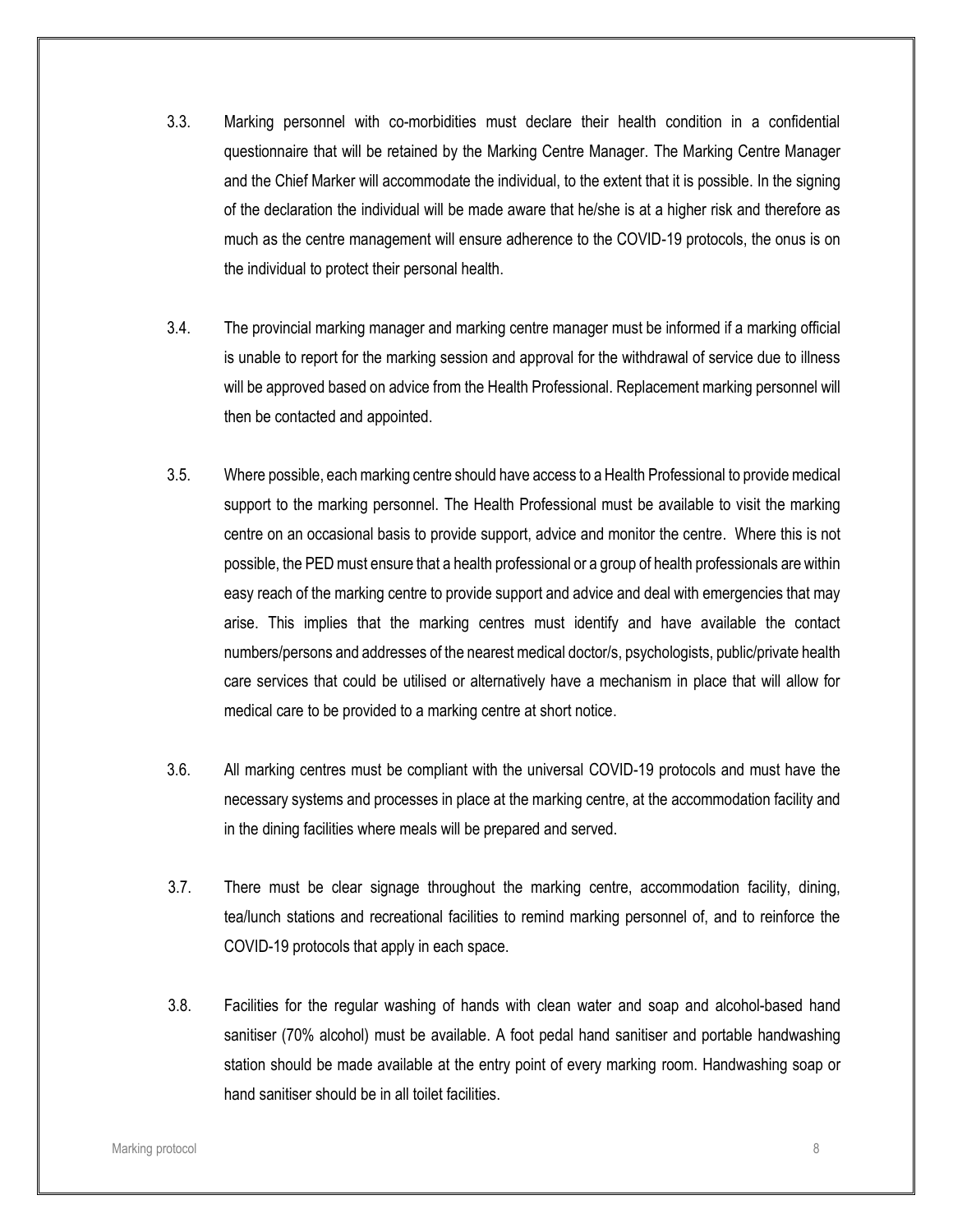3.3. Marking personnel with co-morbidities must declare their health condition in a confidential questionnaire that will be retained by the Marking Centre Manager. The Marking Centre Manager and the Chief Marker will accommodate the individual, to the extent that it is possible. In the signing of the declaration the individual will be made aware that he/she is at a higher risk and therefore as much as the centre management will ensure adherence to the COVID-19 protocols, the onus is on the individual to protect their personal health.

3.4. The provincial marking manager and marking centre manager must be informed if a marking official is unable to report for the marking session and approval for the withdrawal of service due to illness will be approved based on advice from the Health Professional. Replacement marking personnel will then be contacted and appointed.

3.5. Where possible, each marking centre should have access to a Health Professional to provide medical support to the marking personnel. The Health Professional must be available to visit the marking centre on an occasional basis to provide support, advice and monitor the centre. Where this is not possible, the PED must ensure that a health professional or a group of health professionals are within easy reach of the marking centre to provide support and advice and deal with emergencies that may arise. This implies that the marking centres must identify and have available the contact numbers/persons and addresses of the nearest medical doctor/s, psychologists, public/private health care services that could be utilised or alternatively have a mechanism in place that will allow for medical care to be provided to a marking centre at short notice.

3.6. All marking centres must be compliant with the universal COVID-19 protocols and must have the necessary systems and processes in place at the marking centre, at the accommodation facility and in the dining facilities where meals will be prepared and served.

3.7. There must be clear signage throughout the marking centre, accommodation facility, dining, tea/lunch stations and recreational facilities to remind marking personnel of, and to reinforce the COVID-19 protocols that apply in each space.

3.8. Facilities for the regular washing of hands with clean water and soap and alcohol-based hand sanitiser (70% alcohol) must be available. A foot pedal hand sanitiser and portable handwashing station should be made available at the entry point of every marking room. Handwashing soap or hand sanitiser should be in all toilet facilities.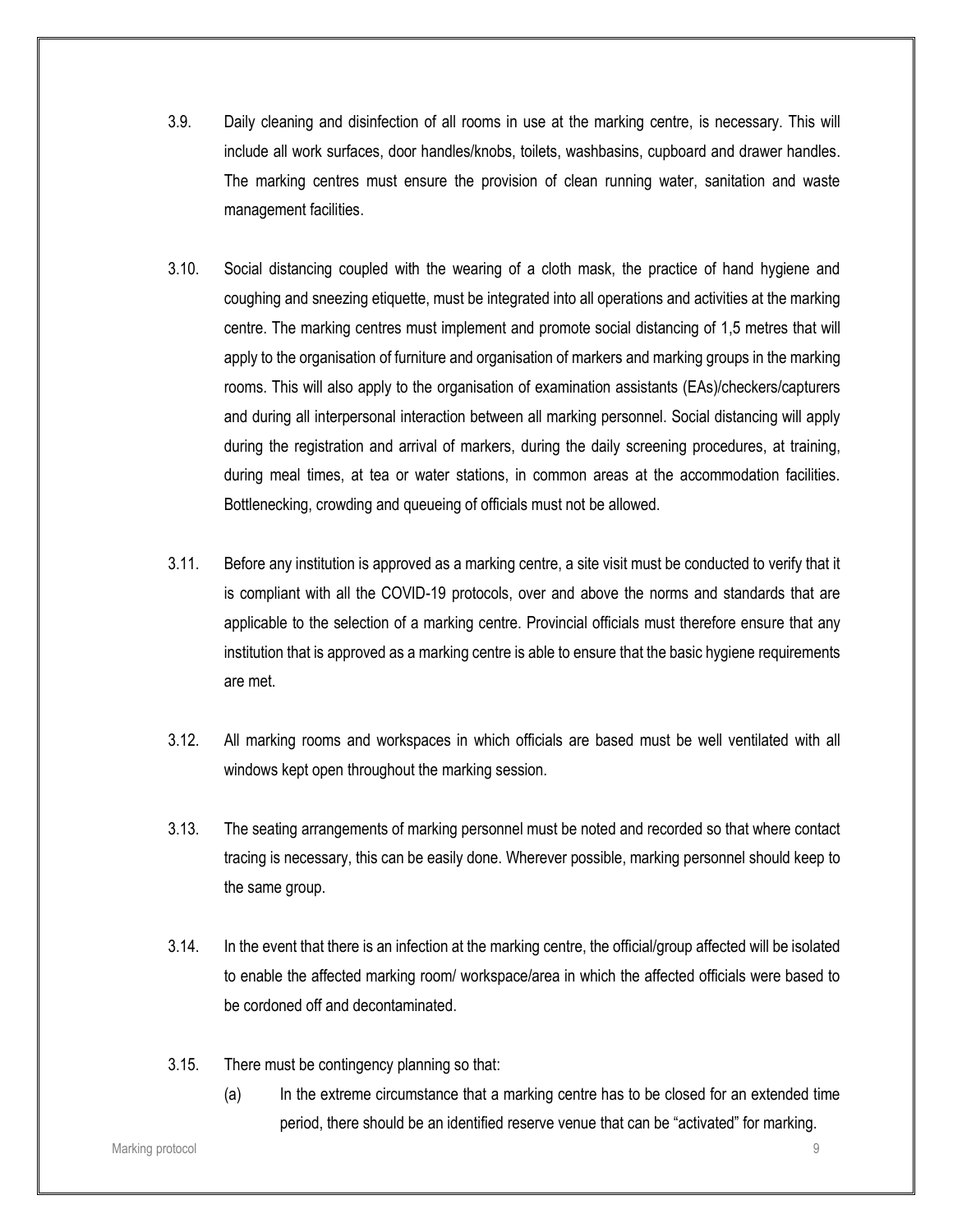3.9. Daily cleaning and disinfection of all rooms in use at the marking centre, is necessary. This will include all work surfaces, door handles/knobs, toilets, washbasins, cupboard and drawer handles. The marking centres must ensure the provision of clean running water, sanitation and waste management facilities.

3.10. Social distancing coupled with the wearing of a cloth mask, the practice of hand hygiene and coughing and sneezing etiquette, must be integrated into all operations and activities at the marking centre. The marking centres must implement and promote social distancing of 1,5 metres that will apply to the organisation of furniture and organisation of markers and marking groups in the marking rooms. This will also apply to the organisation of examination assistants (EAs)/checkers/capturers and during all interpersonal interaction between all marking personnel. Social distancing will apply during the registration and arrival of markers, during the daily screening procedures, at training, during meal times, at tea or water stations, in common areas at the accommodation facilities. Bottlenecking, crowding and queueing of officials must not be allowed.

3.11. Before any institution is approved as a marking centre, a site visit must be conducted to verify that it is compliant with all the COVID-19 protocols, over and above the norms and standards that are applicable to the selection of a marking centre. Provincial officials must therefore ensure that any institution that is approved as a marking centre is able to ensure that the basic hygiene requirements are met.

3.12. All marking rooms and workspaces in which officials are based must be well ventilated with all windows kept open throughout the marking session.

3.13. The seating arrangements of marking personnel must be noted and recorded so that where contact tracing is necessary, this can be easily done. Wherever possible, marking personnel should keep to the same group.

3.14. In the event that there is an infection at the marking centre, the official/group affected will be isolated to enable the affected marking room/ workspace/area in which the affected officials were based to be cordoned off and decontaminated.

3.15. There must be contingency planning so that:

(a) In the extreme circumstance that a marking centre has to be closed for an extended time period, there should be an identified reserve venue that can be "activated" for marking.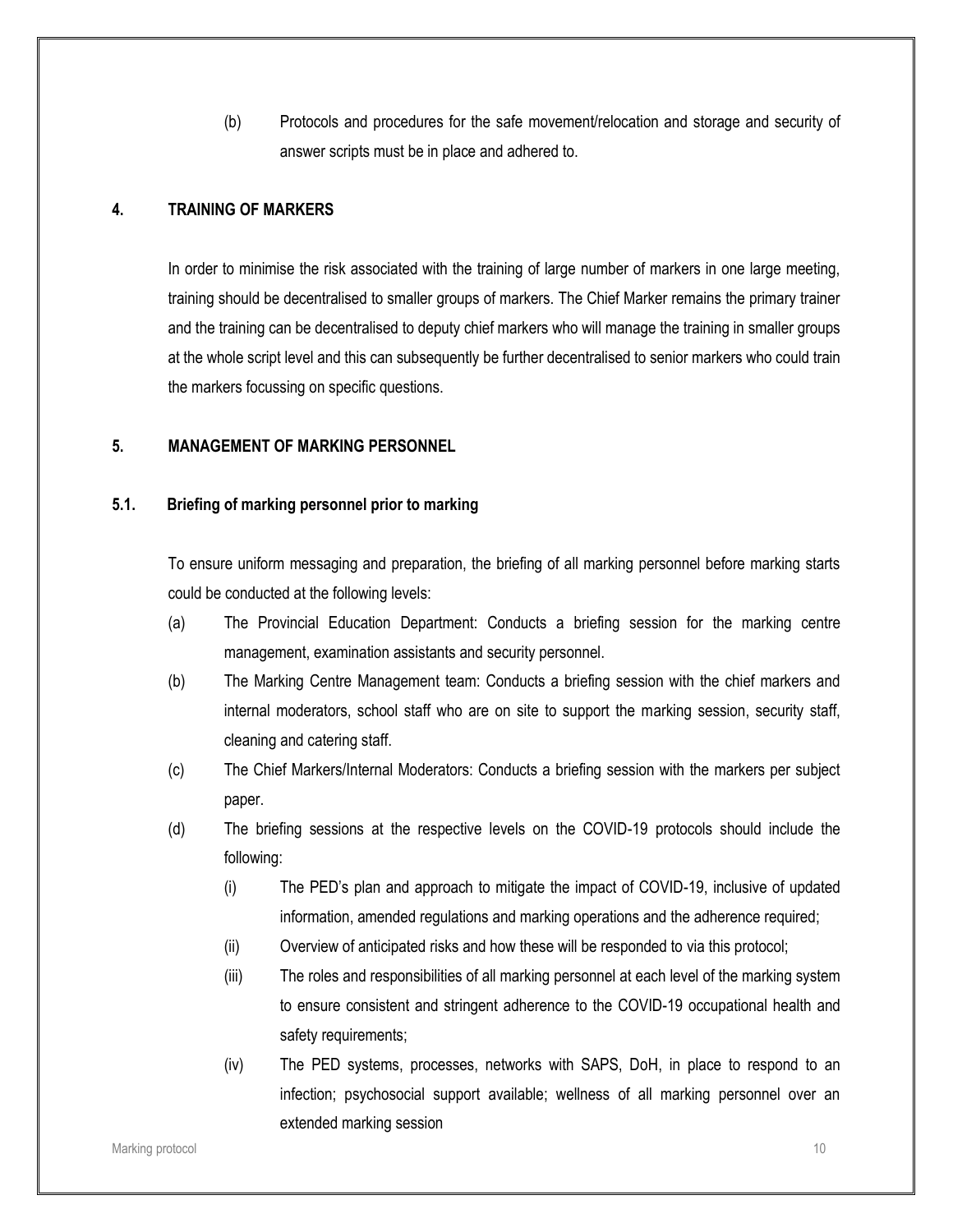(b) Protocols and procedures for the safe movement/relocation and storage and security of answer scripts must be in place and adhered to.

## 4. TRAINING OF MARKERS

In order to minimise the risk associated with the training of large number of markers in one large meeting, training should be decentralised to smaller groups of markers. The Chief Marker remains the primary trainer and the training can be decentralised to deputy chief markers who will manage the training in smaller groups at the whole script level and this can subsequently be further decentralised to senior markers who could train the markers focussing on specific questions.

## 5. MANAGEMENT OF MARKING PERSONNEL

### 5.1. Briefing of marking personnel prior to marking

To ensure uniform messaging and preparation, the briefing of all marking personnel before marking starts could be conducted at the following levels:

(a) The Provincial Education Department: Conducts a briefing session for the marking centre management, examination assistants and security personnel.

(b) The Marking Centre Management team: Conducts a briefing session with the chief markers and internal moderators, school staff who are on site to support the marking session, security staff, cleaning and catering staff.

(c) The Chief Markers/Internal Moderators: Conducts a briefing session with the markers per subject paper.

(d) The briefing sessions at the respective levels on the COVID-19 protocols should include the following:

  (i) The PED's plan and approach to mitigate the impact of COVID-19, inclusive of updated information, amended regulations and marking operations and the adherence required;

  (ii) Overview of anticipated risks and how these will be responded to via this protocol;

  (iii) The roles and responsibilities of all marking personnel at each level of the marking system to ensure consistent and stringent adherence to the COVID-19 occupational health and safety requirements;

  (iv) The PED systems, processes, networks with SAPS, DoH, in place to respond to an infection; psychosocial support available; wellness of all marking personnel over an extended marking session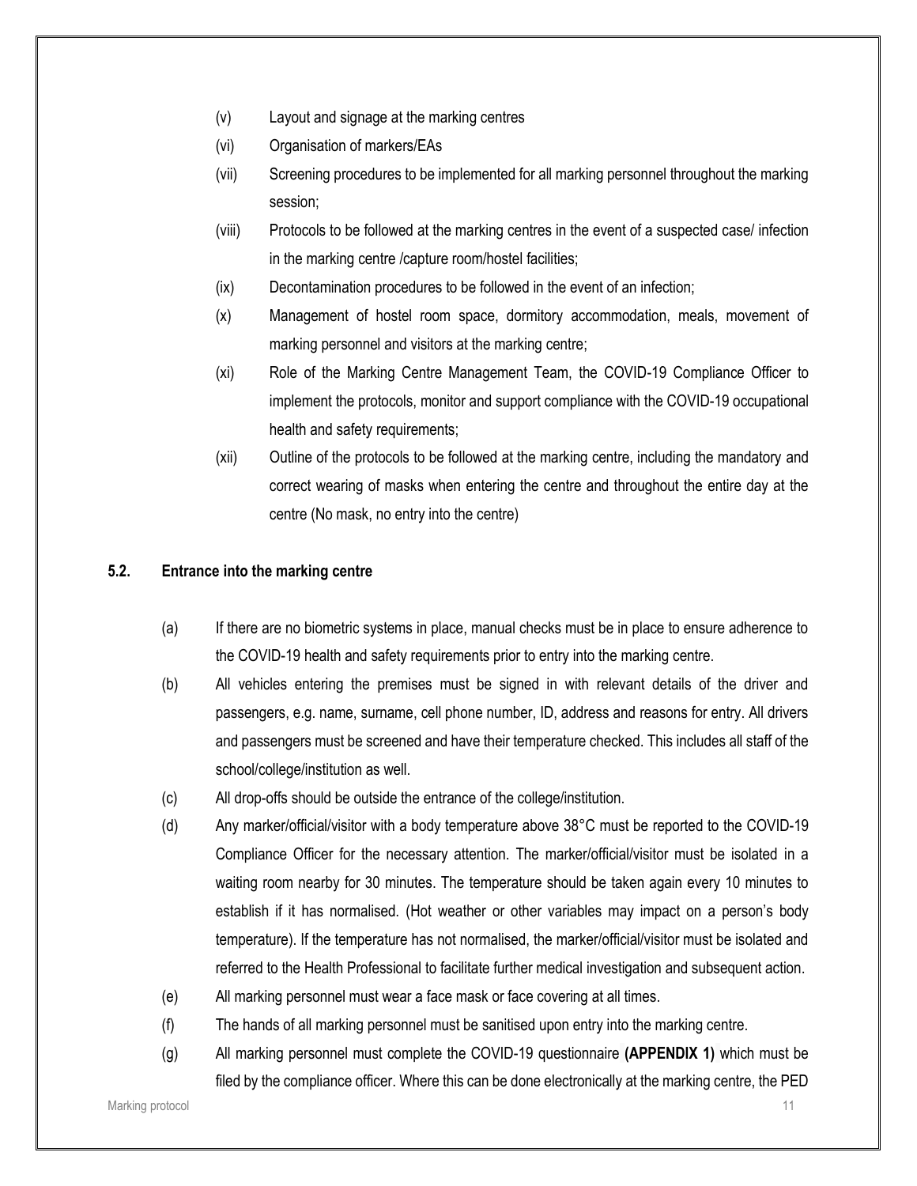(v) Layout and signage at the marking centres

(vi) Organisation of markers/EAs

(vii) Screening procedures to be implemented for all marking personnel throughout the marking session;

(viii) Protocols to be followed at the marking centres in the event of a suspected case/ infection in the marking centre /capture room/hostel facilities;

(ix) Decontamination procedures to be followed in the event of an infection;

(x) Management of hostel room space, dormitory accommodation, meals, movement of marking personnel and visitors at the marking centre;

(xi) Role of the Marking Centre Management Team, the COVID-19 Compliance Officer to implement the protocols, monitor and support compliance with the COVID-19 occupational health and safety requirements;

(xii) Outline of the protocols to be followed at the marking centre, including the mandatory and correct wearing of masks when entering the centre and throughout the entire day at the centre (No mask, no entry into the centre)

## 5.2. Entrance into the marking centre

(a) If there are no biometric systems in place, manual checks must be in place to ensure adherence to the COVID-19 health and safety requirements prior to entry into the marking centre.

(b) All vehicles entering the premises must be signed in with relevant details of the driver and passengers, e.g. name, surname, cell phone number, ID, address and reasons for entry. All drivers and passengers must be screened and have their temperature checked. This includes all staff of the school/college/institution as well.

(c) All drop-offs should be outside the entrance of the college/institution.

(d) Any marker/official/visitor with a body temperature above 38°C must be reported to the COVID-19 Compliance Officer for the necessary attention. The marker/official/visitor must be isolated in a waiting room nearby for 30 minutes. The temperature should be taken again every 10 minutes to establish if it has normalised. (Hot weather or other variables may impact on a person's body temperature). If the temperature has not normalised, the marker/official/visitor must be isolated and referred to the Health Professional to facilitate further medical investigation and subsequent action.

(e) All marking personnel must wear a face mask or face covering at all times.

(f) The hands of all marking personnel must be sanitised upon entry into the marking centre.

(g) All marking personnel must complete the COVID-19 questionnaire **(APPENDIX 1)** which must be filed by the compliance officer. Where this can be done electronically at the marking centre, the PED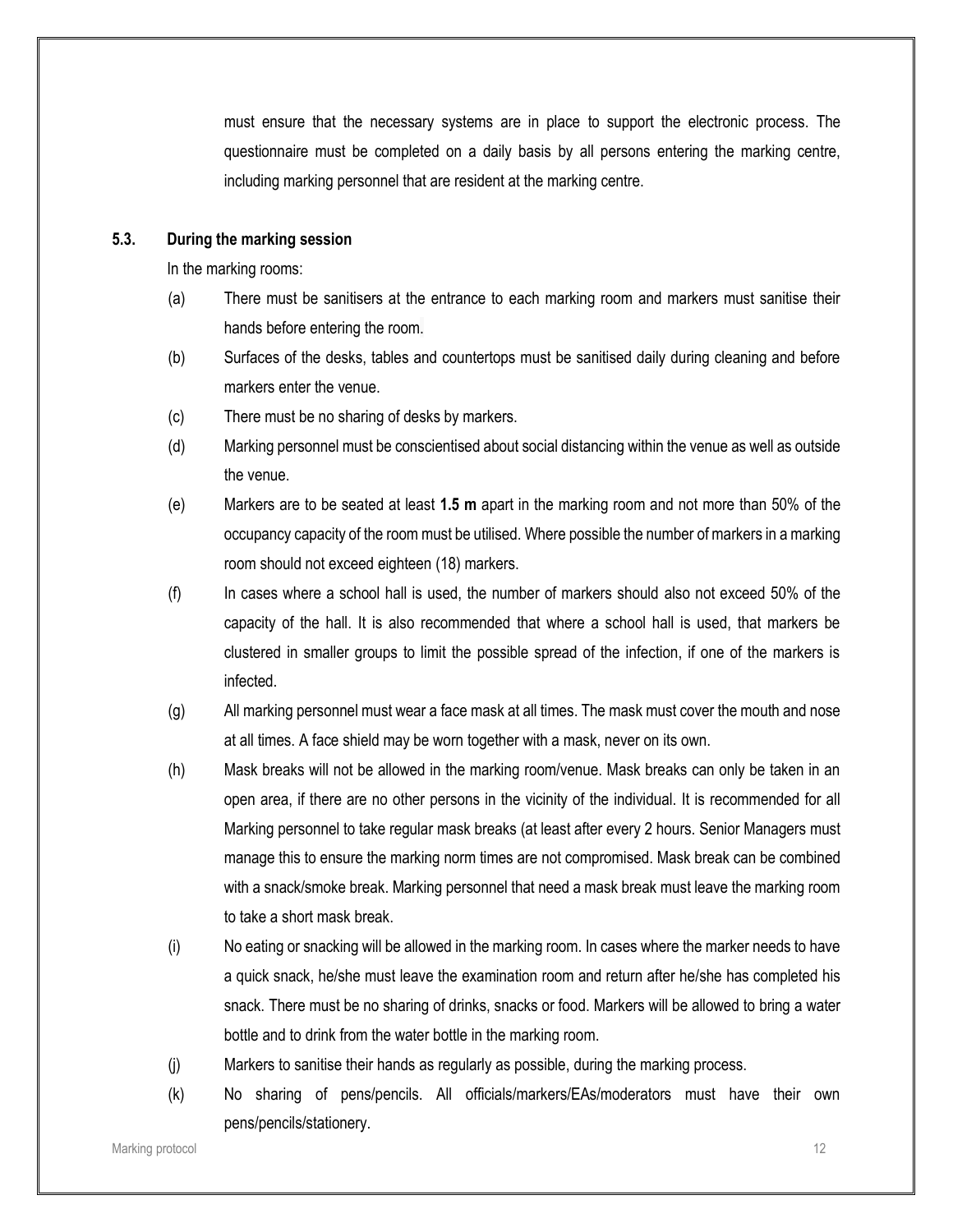must ensure that the necessary systems are in place to support the electronic process. The questionnaire must be completed on a daily basis by all persons entering the marking centre, including marking personnel that are resident at the marking centre.

### 5.3. During the marking session

In the marking rooms:

(a) There must be sanitisers at the entrance to each marking room and markers must sanitise their hands before entering the room.

(b) Surfaces of the desks, tables and countertops must be sanitised daily during cleaning and before markers enter the venue.

(c) There must be no sharing of desks by markers.

(d) Marking personnel must be conscientised about social distancing within the venue as well as outside the venue.

(e) Markers are to be seated at least **1.5 m** apart in the marking room and not more than 50% of the occupancy capacity of the room must be utilised. Where possible the number of markers in a marking room should not exceed eighteen (18) markers.

(f) In cases where a school hall is used, the number of markers should also not exceed 50% of the capacity of the hall. It is also recommended that where a school hall is used, that markers be clustered in smaller groups to limit the possible spread of the infection, if one of the markers is infected.

(g) All marking personnel must wear a face mask at all times. The mask must cover the mouth and nose at all times. A face shield may be worn together with a mask, never on its own.

(h) Mask breaks will not be allowed in the marking room/venue. Mask breaks can only be taken in an open area, if there are no other persons in the vicinity of the individual. It is recommended for all Marking personnel to take regular mask breaks (at least after every 2 hours. Senior Managers must manage this to ensure the marking norm times are not compromised. Mask break can be combined with a snack/smoke break. Marking personnel that need a mask break must leave the marking room to take a short mask break.

(i) No eating or snacking will be allowed in the marking room. In cases where the marker needs to have a quick snack, he/she must leave the examination room and return after he/she has completed his snack. There must be no sharing of drinks, snacks or food. Markers will be allowed to bring a water bottle and to drink from the water bottle in the marking room.

(j) Markers to sanitise their hands as regularly as possible, during the marking process.

(k) No sharing of pens/pencils. All officials/markers/EAs/moderators must have their own pens/pencils/stationery.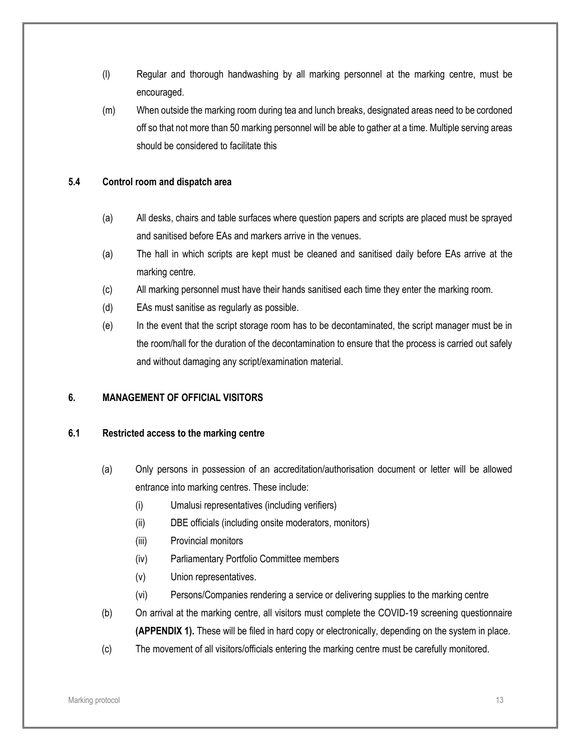(l) Regular and thorough handwashing by all marking personnel at the marking centre, must be encouraged.

(m) When outside the marking room during tea and lunch breaks, designated areas need to be cordoned off so that not more than 50 marking personnel will be able to gather at a time. Multiple serving areas should be considered to facilitate this

### 5.4 Control room and dispatch area

(a) All desks, chairs and table surfaces where question papers and scripts are placed must be sprayed and sanitised before EAs and markers arrive in the venues.

(a) The hall in which scripts are kept must be cleaned and sanitised daily before EAs arrive at the marking centre.

(c) All marking personnel must have their hands sanitised each time they enter the marking room.

(d) EAs must sanitise as regularly as possible.

(e) In the event that the script storage room has to be decontaminated, the script manager must be in the room/hall for the duration of the decontamination to ensure that the process is carried out safely and without damaging any script/examination material.

## 6. MANAGEMENT OF OFFICIAL VISITORS

### 6.1 Restricted access to the marking centre

(a) Only persons in possession of an accreditation/authorisation document or letter will be allowed entrance into marking centres. These include:

   (i) Umalusi representatives (including verifiers)
   
   (ii) DBE officials (including onsite moderators, monitors)
   
   (iii) Provincial monitors
   
   (iv) Parliamentary Portfolio Committee members
   
   (v) Union representatives.
   
   (vi) Persons/Companies rendering a service or delivering supplies to the marking centre

(b) On arrival at the marking centre, all visitors must complete the COVID-19 screening questionnaire **(APPENDIX 1).** These will be filed in hard copy or electronically, depending on the system in place.

(c) The movement of all visitors/officials entering the marking centre must be carefully monitored.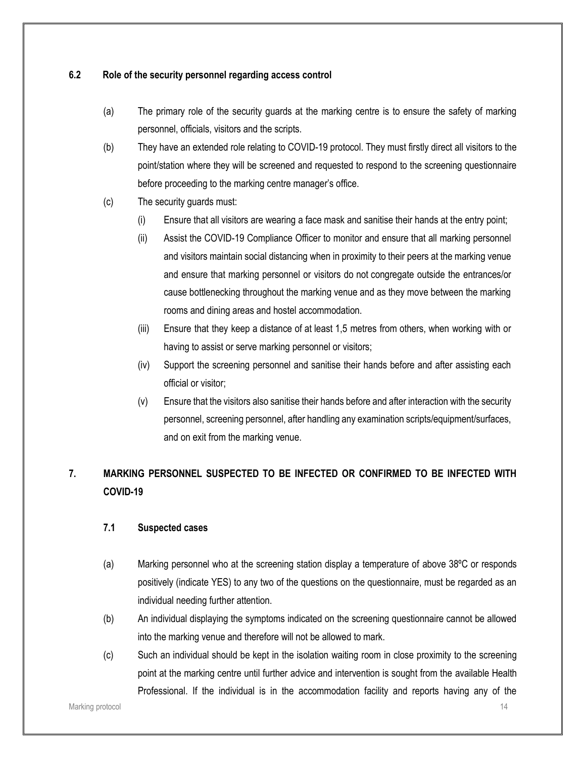### 6.2 Role of the security personnel regarding access control

(a) The primary role of the security guards at the marking centre is to ensure the safety of marking personnel, officials, visitors and the scripts.

(b) They have an extended role relating to COVID-19 protocol. They must firstly direct all visitors to the point/station where they will be screened and requested to respond to the screening questionnaire before proceeding to the marking centre manager's office.

(c) The security guards must:

(i) Ensure that all visitors are wearing a face mask and sanitise their hands at the entry point;

(ii) Assist the COVID-19 Compliance Officer to monitor and ensure that all marking personnel and visitors maintain social distancing when in proximity to their peers at the marking venue and ensure that marking personnel or visitors do not congregate outside the entrances/or cause bottlenecking throughout the marking venue and as they move between the marking rooms and dining areas and hostel accommodation.

(iii) Ensure that they keep a distance of at least 1,5 metres from others, when working with or having to assist or serve marking personnel or visitors;

(iv) Support the screening personnel and sanitise their hands before and after assisting each official or visitor;

(v) Ensure that the visitors also sanitise their hands before and after interaction with the security personnel, screening personnel, after handling any examination scripts/equipment/surfaces, and on exit from the marking venue.

## 7. MARKING PERSONNEL SUSPECTED TO BE INFECTED OR CONFIRMED TO BE INFECTED WITH COVID-19

### 7.1 Suspected cases

(a) Marking personnel who at the screening station display a temperature of above 38ºC or responds positively (indicate YES) to any two of the questions on the questionnaire, must be regarded as an individual needing further attention.

(b) An individual displaying the symptoms indicated on the screening questionnaire cannot be allowed into the marking venue and therefore will not be allowed to mark.

(c) Such an individual should be kept in the isolation waiting room in close proximity to the screening point at the marking centre until further advice and intervention is sought from the available Health Professional. If the individual is in the accommodation facility and reports having any of the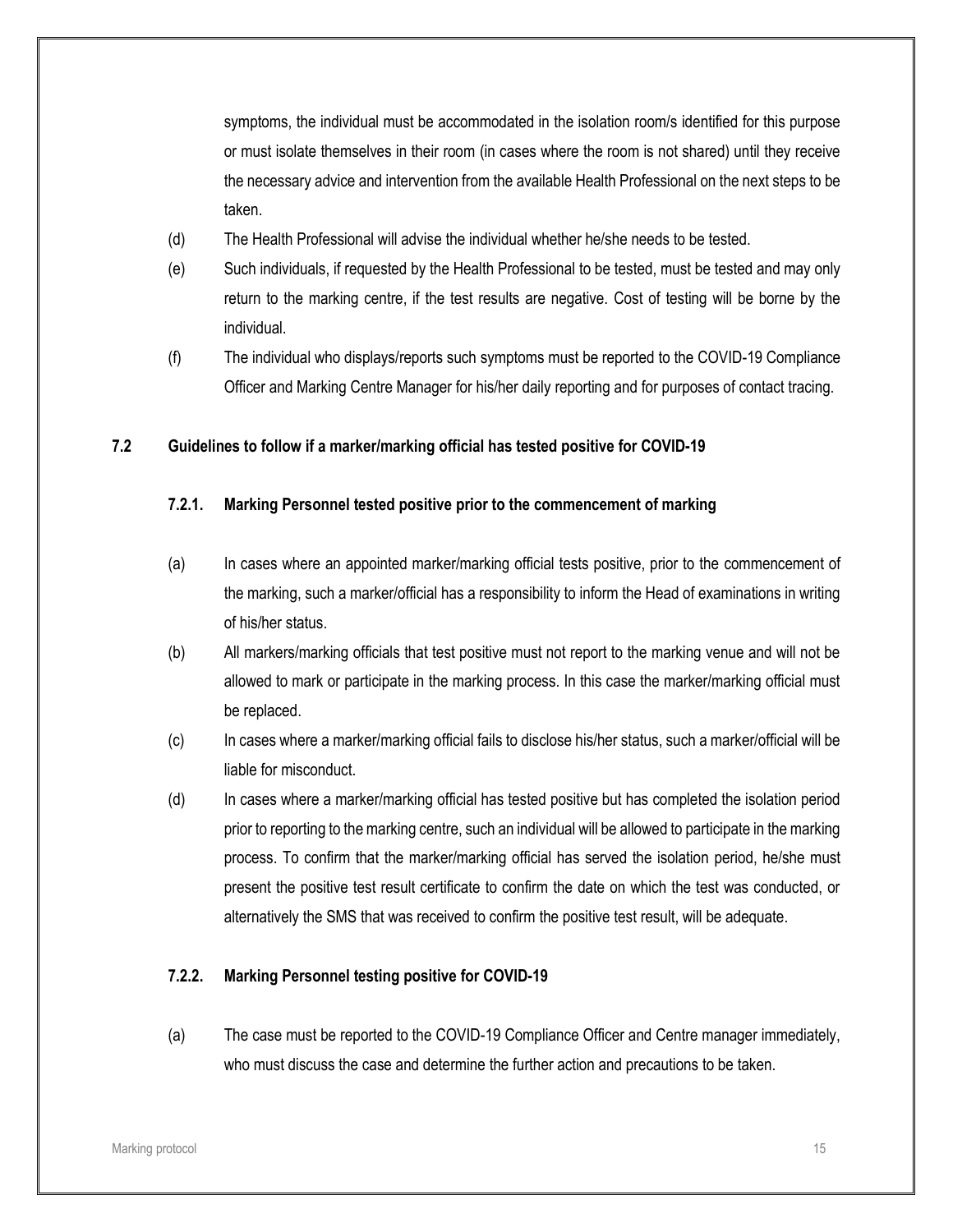symptoms, the individual must be accommodated in the isolation room/s identified for this purpose or must isolate themselves in their room (in cases where the room is not shared) until they receive the necessary advice and intervention from the available Health Professional on the next steps to be taken.

(d) The Health Professional will advise the individual whether he/she needs to be tested.

(e) Such individuals, if requested by the Health Professional to be tested, must be tested and may only return to the marking centre, if the test results are negative. Cost of testing will be borne by the individual.

(f) The individual who displays/reports such symptoms must be reported to the COVID-19 Compliance Officer and Marking Centre Manager for his/her daily reporting and for purposes of contact tracing.

## 7.2 Guidelines to follow if a marker/marking official has tested positive for COVID-19

### 7.2.1. Marking Personnel tested positive prior to the commencement of marking

(a) In cases where an appointed marker/marking official tests positive, prior to the commencement of the marking, such a marker/official has a responsibility to inform the Head of examinations in writing of his/her status.

(b) All markers/marking officials that test positive must not report to the marking venue and will not be allowed to mark or participate in the marking process. In this case the marker/marking official must be replaced.

(c) In cases where a marker/marking official fails to disclose his/her status, such a marker/official will be liable for misconduct.

(d) In cases where a marker/marking official has tested positive but has completed the isolation period prior to reporting to the marking centre, such an individual will be allowed to participate in the marking process. To confirm that the marker/marking official has served the isolation period, he/she must present the positive test result certificate to confirm the date on which the test was conducted, or alternatively the SMS that was received to confirm the positive test result, will be adequate.

### 7.2.2. Marking Personnel testing positive for COVID-19

(a) The case must be reported to the COVID-19 Compliance Officer and Centre manager immediately, who must discuss the case and determine the further action and precautions to be taken.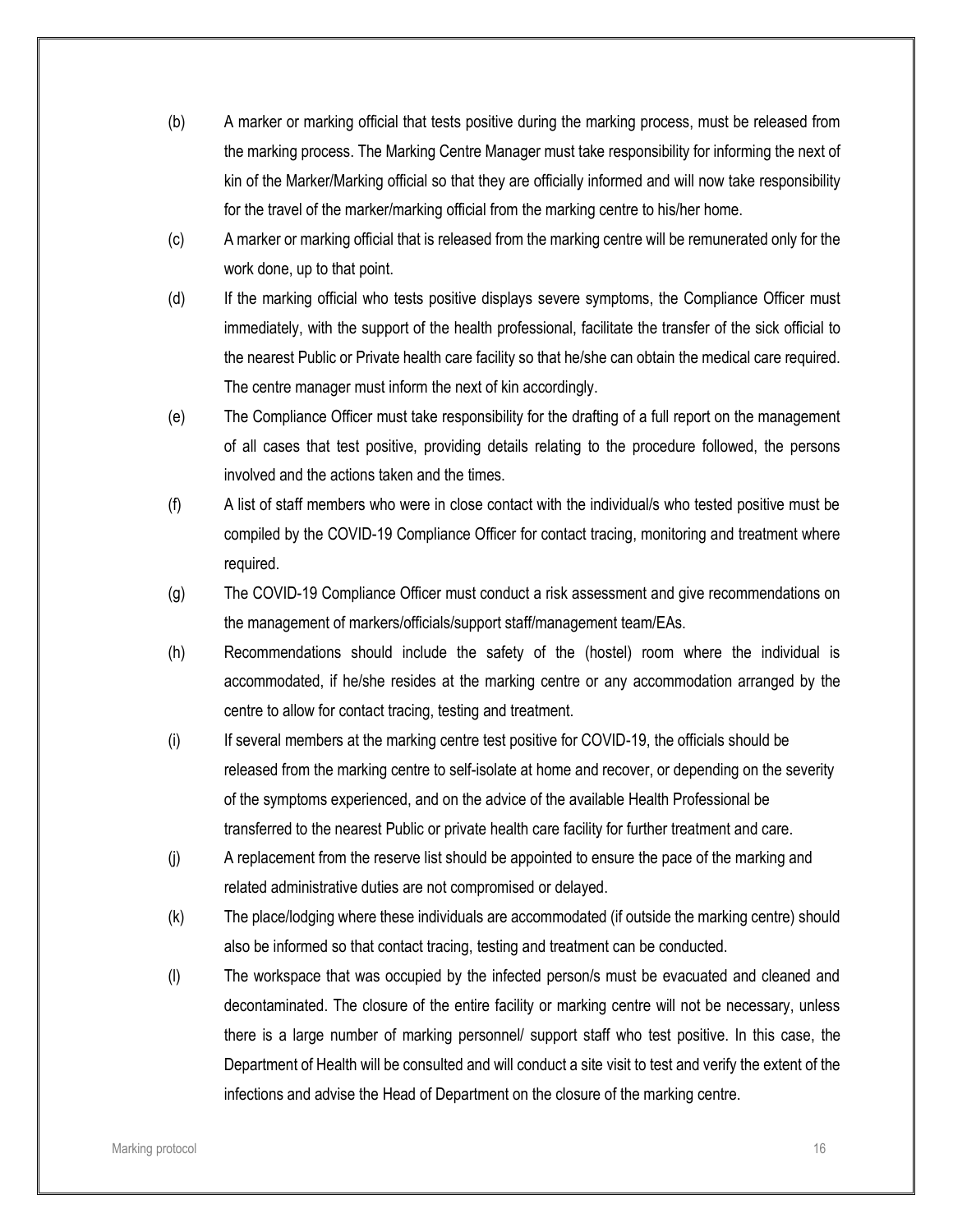(b) A marker or marking official that tests positive during the marking process, must be released from the marking process. The Marking Centre Manager must take responsibility for informing the next of kin of the Marker/Marking official so that they are officially informed and will now take responsibility for the travel of the marker/marking official from the marking centre to his/her home.

(c) A marker or marking official that is released from the marking centre will be remunerated only for the work done, up to that point.

(d) If the marking official who tests positive displays severe symptoms, the Compliance Officer must immediately, with the support of the health professional, facilitate the transfer of the sick official to the nearest Public or Private health care facility so that he/she can obtain the medical care required. The centre manager must inform the next of kin accordingly.

(e) The Compliance Officer must take responsibility for the drafting of a full report on the management of all cases that test positive, providing details relating to the procedure followed, the persons involved and the actions taken and the times.

(f) A list of staff members who were in close contact with the individual/s who tested positive must be compiled by the COVID-19 Compliance Officer for contact tracing, monitoring and treatment where required.

(g) The COVID-19 Compliance Officer must conduct a risk assessment and give recommendations on the management of markers/officials/support staff/management team/EAs.

(h) Recommendations should include the safety of the (hostel) room where the individual is accommodated, if he/she resides at the marking centre or any accommodation arranged by the centre to allow for contact tracing, testing and treatment.

(i) If several members at the marking centre test positive for COVID-19, the officials should be released from the marking centre to self-isolate at home and recover, or depending on the severity of the symptoms experienced, and on the advice of the available Health Professional be transferred to the nearest Public or private health care facility for further treatment and care.

(j) A replacement from the reserve list should be appointed to ensure the pace of the marking and related administrative duties are not compromised or delayed.

(k) The place/lodging where these individuals are accommodated (if outside the marking centre) should also be informed so that contact tracing, testing and treatment can be conducted.

(l) The workspace that was occupied by the infected person/s must be evacuated and cleaned and decontaminated. The closure of the entire facility or marking centre will not be necessary, unless there is a large number of marking personnel/ support staff who test positive. In this case, the Department of Health will be consulted and will conduct a site visit to test and verify the extent of the infections and advise the Head of Department on the closure of the marking centre.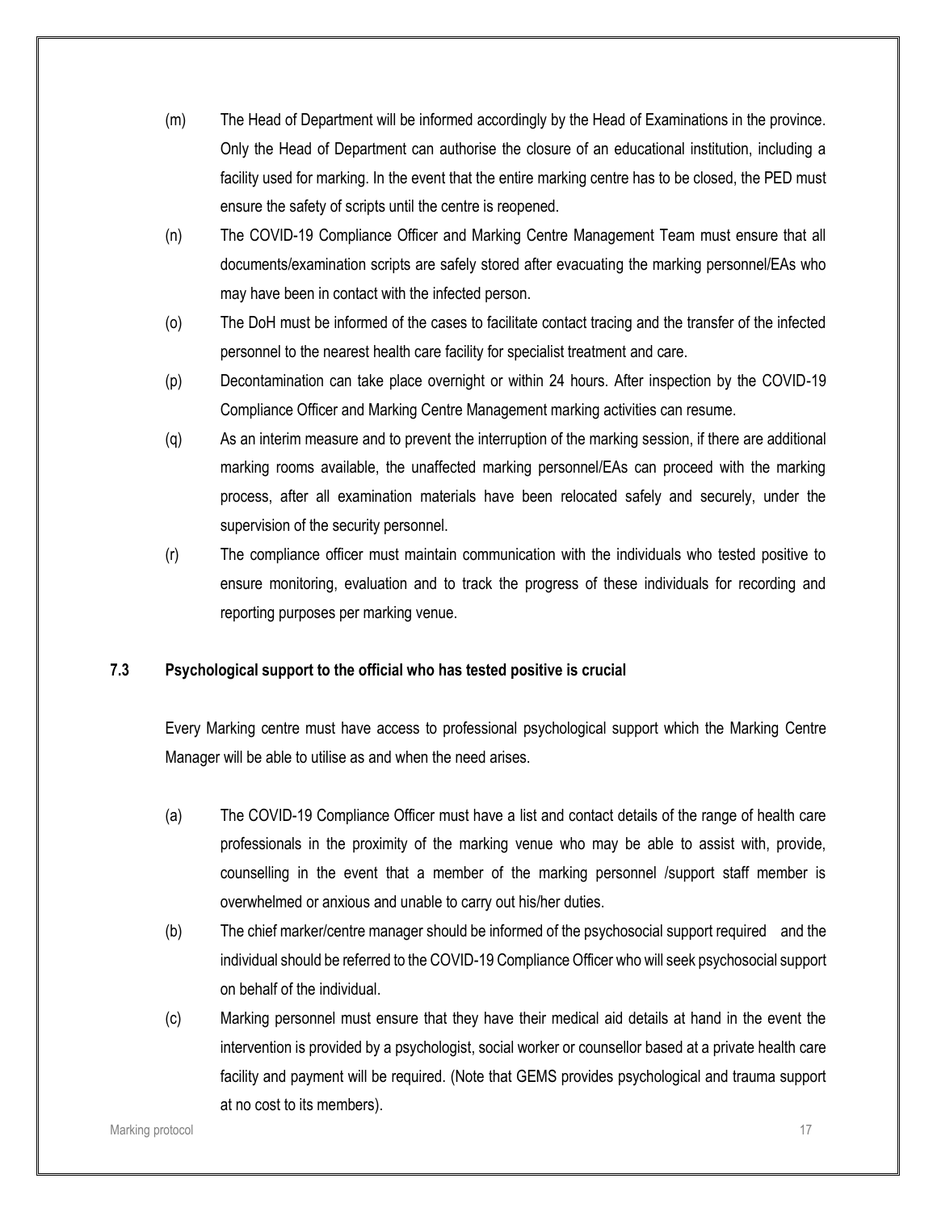(m) The Head of Department will be informed accordingly by the Head of Examinations in the province. Only the Head of Department can authorise the closure of an educational institution, including a facility used for marking. In the event that the entire marking centre has to be closed, the PED must ensure the safety of scripts until the centre is reopened.

(n) The COVID-19 Compliance Officer and Marking Centre Management Team must ensure that all documents/examination scripts are safely stored after evacuating the marking personnel/EAs who may have been in contact with the infected person.

(o) The DoH must be informed of the cases to facilitate contact tracing and the transfer of the infected personnel to the nearest health care facility for specialist treatment and care.

(p) Decontamination can take place overnight or within 24 hours. After inspection by the COVID-19 Compliance Officer and Marking Centre Management marking activities can resume.

(q) As an interim measure and to prevent the interruption of the marking session, if there are additional marking rooms available, the unaffected marking personnel/EAs can proceed with the marking process, after all examination materials have been relocated safely and securely, under the supervision of the security personnel.

(r) The compliance officer must maintain communication with the individuals who tested positive to ensure monitoring, evaluation and to track the progress of these individuals for recording and reporting purposes per marking venue.

### 7.3 Psychological support to the official who has tested positive is crucial

Every Marking centre must have access to professional psychological support which the Marking Centre Manager will be able to utilise as and when the need arises.

(a) The COVID-19 Compliance Officer must have a list and contact details of the range of health care professionals in the proximity of the marking venue who may be able to assist with, provide, counselling in the event that a member of the marking personnel /support staff member is overwhelmed or anxious and unable to carry out his/her duties.

(b) The chief marker/centre manager should be informed of the psychosocial support required and the individual should be referred to the COVID-19 Compliance Officer who will seek psychosocial support on behalf of the individual.

(c) Marking personnel must ensure that they have their medical aid details at hand in the event the intervention is provided by a psychologist, social worker or counsellor based at a private health care facility and payment will be required. (Note that GEMS provides psychological and trauma support at no cost to its members).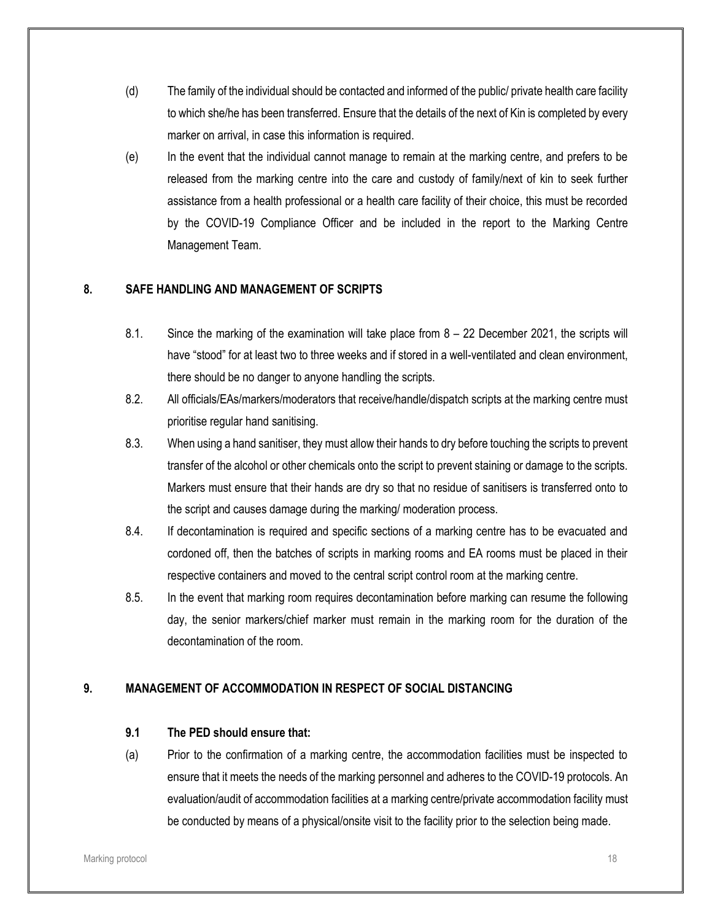(d) The family of the individual should be contacted and informed of the public/ private health care facility to which she/he has been transferred. Ensure that the details of the next of Kin is completed by every marker on arrival, in case this information is required.

(e) In the event that the individual cannot manage to remain at the marking centre, and prefers to be released from the marking centre into the care and custody of family/next of kin to seek further assistance from a health professional or a health care facility of their choice, this must be recorded by the COVID-19 Compliance Officer and be included in the report to the Marking Centre Management Team.

## 8. SAFE HANDLING AND MANAGEMENT OF SCRIPTS

8.1. Since the marking of the examination will take place from 8 – 22 December 2021, the scripts will have "stood" for at least two to three weeks and if stored in a well-ventilated and clean environment, there should be no danger to anyone handling the scripts.

8.2. All officials/EAs/markers/moderators that receive/handle/dispatch scripts at the marking centre must prioritise regular hand sanitising.

8.3. When using a hand sanitiser, they must allow their hands to dry before touching the scripts to prevent transfer of the alcohol or other chemicals onto the script to prevent staining or damage to the scripts. Markers must ensure that their hands are dry so that no residue of sanitisers is transferred onto to the script and causes damage during the marking/ moderation process.

8.4. If decontamination is required and specific sections of a marking centre has to be evacuated and cordoned off, then the batches of scripts in marking rooms and EA rooms must be placed in their respective containers and moved to the central script control room at the marking centre.

8.5. In the event that marking room requires decontamination before marking can resume the following day, the senior markers/chief marker must remain in the marking room for the duration of the decontamination of the room.

## 9. MANAGEMENT OF ACCOMMODATION IN RESPECT OF SOCIAL DISTANCING

### 9.1 The PED should ensure that:

(a) Prior to the confirmation of a marking centre, the accommodation facilities must be inspected to ensure that it meets the needs of the marking personnel and adheres to the COVID-19 protocols. An evaluation/audit of accommodation facilities at a marking centre/private accommodation facility must be conducted by means of a physical/onsite visit to the facility prior to the selection being made.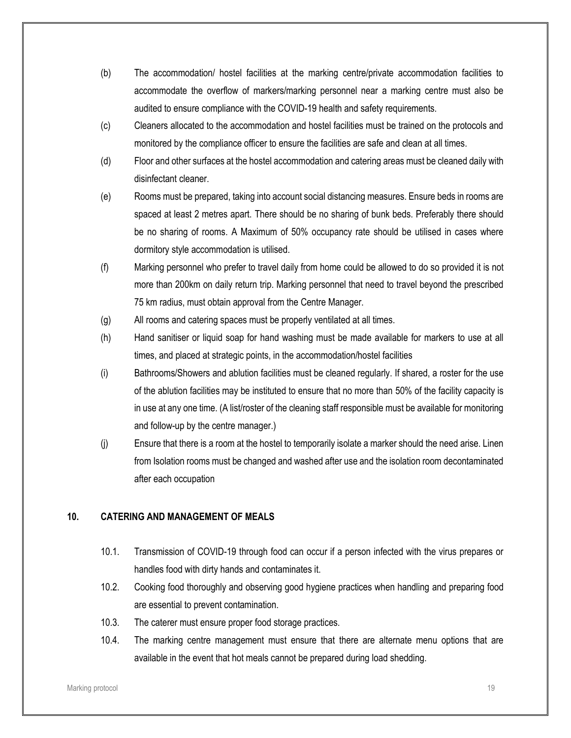(b) The accommodation/ hostel facilities at the marking centre/private accommodation facilities to accommodate the overflow of markers/marking personnel near a marking centre must also be audited to ensure compliance with the COVID-19 health and safety requirements.

(c) Cleaners allocated to the accommodation and hostel facilities must be trained on the protocols and monitored by the compliance officer to ensure the facilities are safe and clean at all times.

(d) Floor and other surfaces at the hostel accommodation and catering areas must be cleaned daily with disinfectant cleaner.

(e) Rooms must be prepared, taking into account social distancing measures. Ensure beds in rooms are spaced at least 2 metres apart. There should be no sharing of bunk beds. Preferably there should be no sharing of rooms. A Maximum of 50% occupancy rate should be utilised in cases where dormitory style accommodation is utilised.

(f) Marking personnel who prefer to travel daily from home could be allowed to do so provided it is not more than 200km on daily return trip. Marking personnel that need to travel beyond the prescribed 75 km radius, must obtain approval from the Centre Manager.

(g) All rooms and catering spaces must be properly ventilated at all times.

(h) Hand sanitiser or liquid soap for hand washing must be made available for markers to use at all times, and placed at strategic points, in the accommodation/hostel facilities

(i) Bathrooms/Showers and ablution facilities must be cleaned regularly. If shared, a roster for the use of the ablution facilities may be instituted to ensure that no more than 50% of the facility capacity is in use at any one time. (A list/roster of the cleaning staff responsible must be available for monitoring and follow-up by the centre manager.)

(j) Ensure that there is a room at the hostel to temporarily isolate a marker should the need arise. Linen from Isolation rooms must be changed and washed after use and the isolation room decontaminated after each occupation

## 10. CATERING AND MANAGEMENT OF MEALS

10.1. Transmission of COVID-19 through food can occur if a person infected with the virus prepares or handles food with dirty hands and contaminates it.

10.2. Cooking food thoroughly and observing good hygiene practices when handling and preparing food are essential to prevent contamination.

10.3. The caterer must ensure proper food storage practices.

10.4. The marking centre management must ensure that there are alternate menu options that are available in the event that hot meals cannot be prepared during load shedding.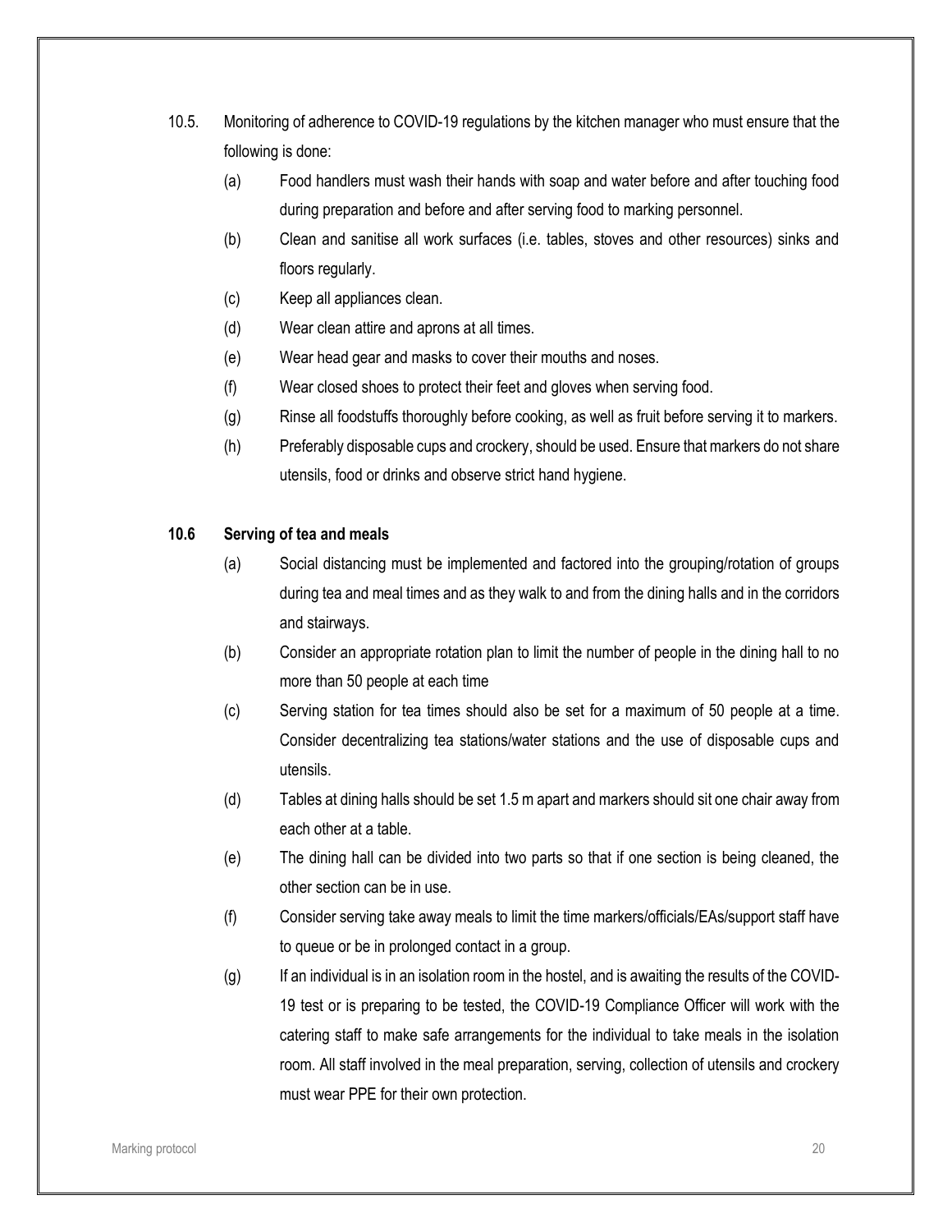10.5. Monitoring of adherence to COVID-19 regulations by the kitchen manager who must ensure that the following is done:

(a) Food handlers must wash their hands with soap and water before and after touching food during preparation and before and after serving food to marking personnel.

(b) Clean and sanitise all work surfaces (i.e. tables, stoves and other resources) sinks and floors regularly.

(c) Keep all appliances clean.

(d) Wear clean attire and aprons at all times.

(e) Wear head gear and masks to cover their mouths and noses.

(f) Wear closed shoes to protect their feet and gloves when serving food.

(g) Rinse all foodstuffs thoroughly before cooking, as well as fruit before serving it to markers.

(h) Preferably disposable cups and crockery, should be used. Ensure that markers do not share utensils, food or drinks and observe strict hand hygiene.

**10.6 Serving of tea and meals**

(a) Social distancing must be implemented and factored into the grouping/rotation of groups during tea and meal times and as they walk to and from the dining halls and in the corridors and stairways.

(b) Consider an appropriate rotation plan to limit the number of people in the dining hall to no more than 50 people at each time

(c) Serving station for tea times should also be set for a maximum of 50 people at a time. Consider decentralizing tea stations/water stations and the use of disposable cups and utensils.

(d) Tables at dining halls should be set 1.5 m apart and markers should sit one chair away from each other at a table.

(e) The dining hall can be divided into two parts so that if one section is being cleaned, the other section can be in use.

(f) Consider serving take away meals to limit the time markers/officials/EAs/support staff have to queue or be in prolonged contact in a group.

(g) If an individual is in an isolation room in the hostel, and is awaiting the results of the COVID-19 test or is preparing to be tested, the COVID-19 Compliance Officer will work with the catering staff to make safe arrangements for the individual to take meals in the isolation room. All staff involved in the meal preparation, serving, collection of utensils and crockery must wear PPE for their own protection.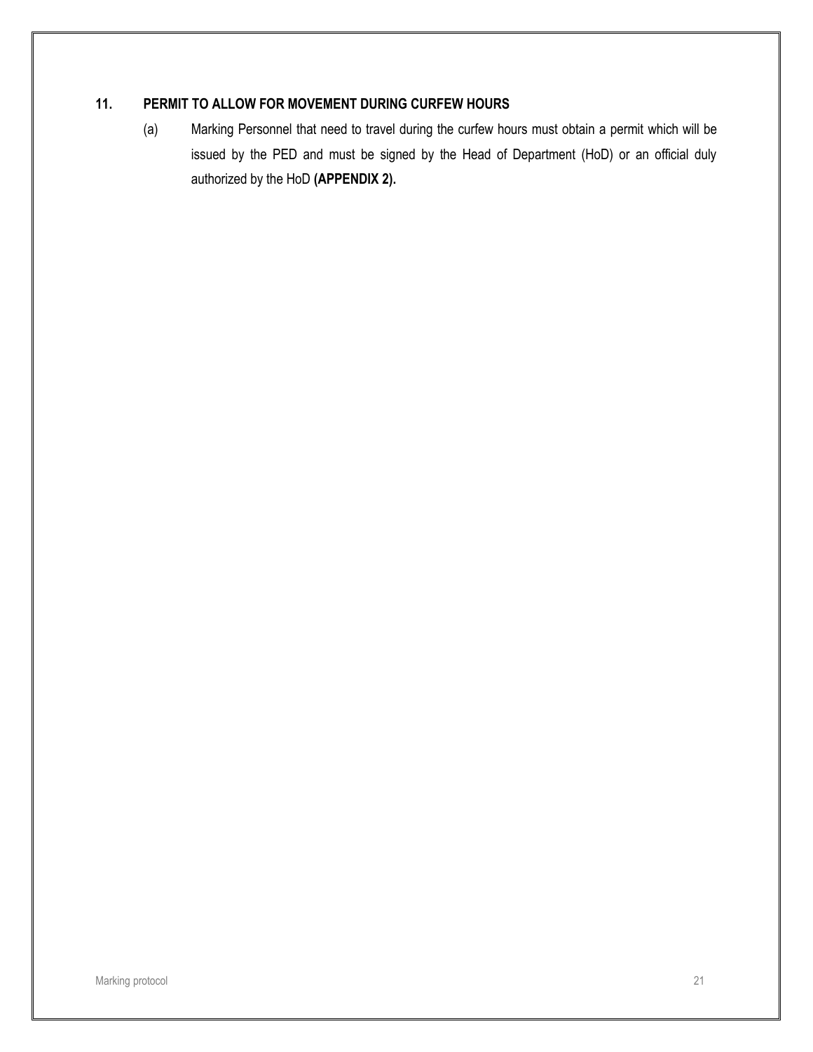## 11. PERMIT TO ALLOW FOR MOVEMENT DURING CURFEW HOURS

(a) Marking Personnel that need to travel during the curfew hours must obtain a permit which will be issued by the PED and must be signed by the Head of Department (HoD) or an official duly authorized by the HoD **(APPENDIX 2).**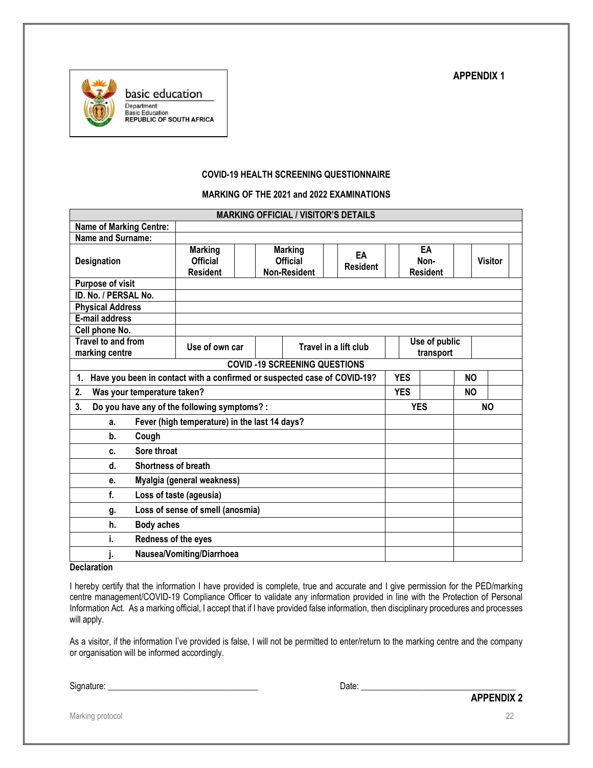**APPENDIX 1**

basic education

Department:
Basic Education
REPUBLIC OF SOUTH AFRICA

**COVID-19 HEALTH SCREENING QUESTIONNAIRE**

**MARKING OF THE 2021 and 2022 EXAMINATIONS**

| **MARKING OFFICIAL / VISITOR'S DETAILS** | | | | | | | | | | |
|---|---|---|---|---|---|---|---|---|---|---|
| **Name of Marking Centre:** | | | | | | | | | | |
| **Name and Surname:** | | | | | | | | | | |
| **Designation** | **Marking Official Resident** | | **Marking Official Non-Resident** | | **EA Resident** | | **EA Non-Resident** | | **Visitor** | |
| **Purpose of visit** | | | | | | | | | | |
| **ID. No. / PERSAL No.** | | | | | | | | | | |
| **Physical Address** | | | | | | | | | | |
| **E-mail address** | | | | | | | | | | |
| **Cell phone No.** | | | | | | | | | | |
| **Travel to and from marking centre** | **Use of own car** | | **Travel in a lift club** | | **Use of public transport** | | | | | |

| **COVID -19 SCREENING QUESTIONS** | | | | |
|---|---|---|---|---|
| **1. Have you been in contact with a confirmed or suspected case of COVID-19?** | **YES** | | **NO** | |
| **2. Was your temperature taken?** | **YES** | | **NO** | |
| **3. Do you have any of the following symptoms? :** | **YES** | | **NO** | |
| **a. Fever (high temperature) in the last 14 days?** | | | | |
| **b. Cough** | | | | |
| **c. Sore throat** | | | | |
| **d. Shortness of breath** | | | | |
| **e. Myalgia (general weakness)** | | | | |
| **f. Loss of taste (ageusia)** | | | | |
| **g. Loss of sense of smell (anosmia)** | | | | |
| **h. Body aches** | | | | |
| **i. Redness of the eyes** | | | | |
| **j. Nausea/Vomiting/Diarrhoea** | | | | |

**Declaration**

I hereby certify that the information I have provided is complete, true and accurate and I give permission for the PED/marking centre management/COVID-19 Compliance Officer to validate any information provided in line with the Protection of Personal Information Act. As a marking official, I accept that if I have provided false information, then disciplinary procedures and processes will apply.

As a visitor, if the information I've provided is false, I will not be permitted to enter/return to the marking centre and the company or organisation will be informed accordingly.

Signature: ______________________________ Date: ______________________________

**APPENDIX 2**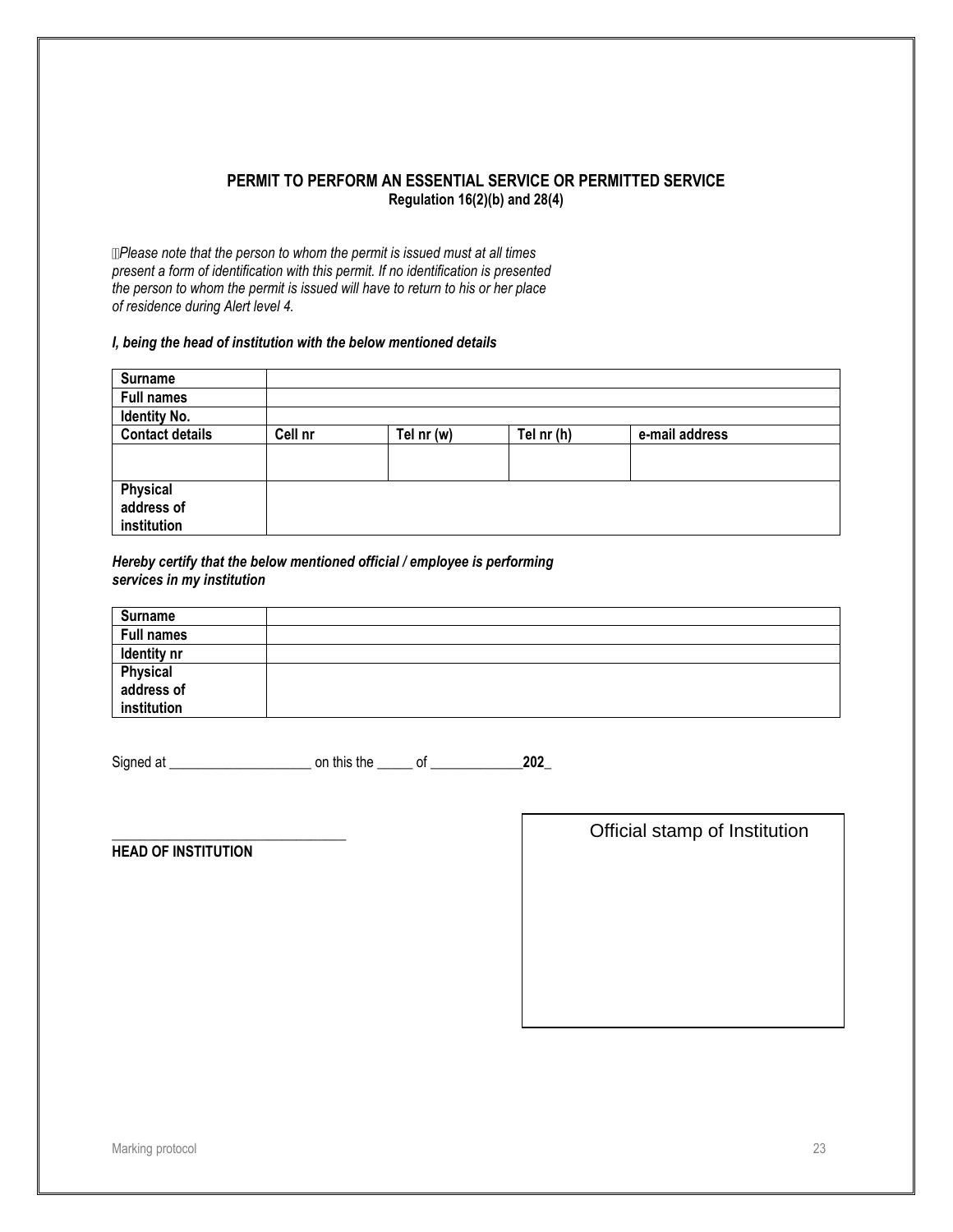## PERMIT TO PERFORM AN ESSENTIAL SERVICE OR PERMITTED SERVICE

**Regulation 16(2)(b) and 28(4)**

*Please note that the person to whom the permit is issued must at all times present a form of identification with this permit. If no identification is presented the person to whom the permit is issued will have to return to his or her place of residence during Alert level 4.*

***I, being the head of institution with the below mentioned details***

| | | | | |
|---|---|---|---|---|
| **Surname** | | | | |
| **Full names** | | | | |
| **Identity No.** | | | | |
| **Contact details** | **Cell nr** | **Tel nr (w)** | **Tel nr (h)** | **e-mail address** |
| | | | | |
| **Physical address of institution** | | | | |

***Hereby certify that the below mentioned official / employee is performing services in my institution***

| | |
|---|---|
| **Surname** | |
| **Full names** | |
| **Identity nr** | |
| **Physical address of institution** | |

Signed at ____________________ on this the _____ of _____________**202_**

_______________________________

**HEAD OF INSTITUTION**

| Official stamp of Institution |
|---|
| |

Marking protocol